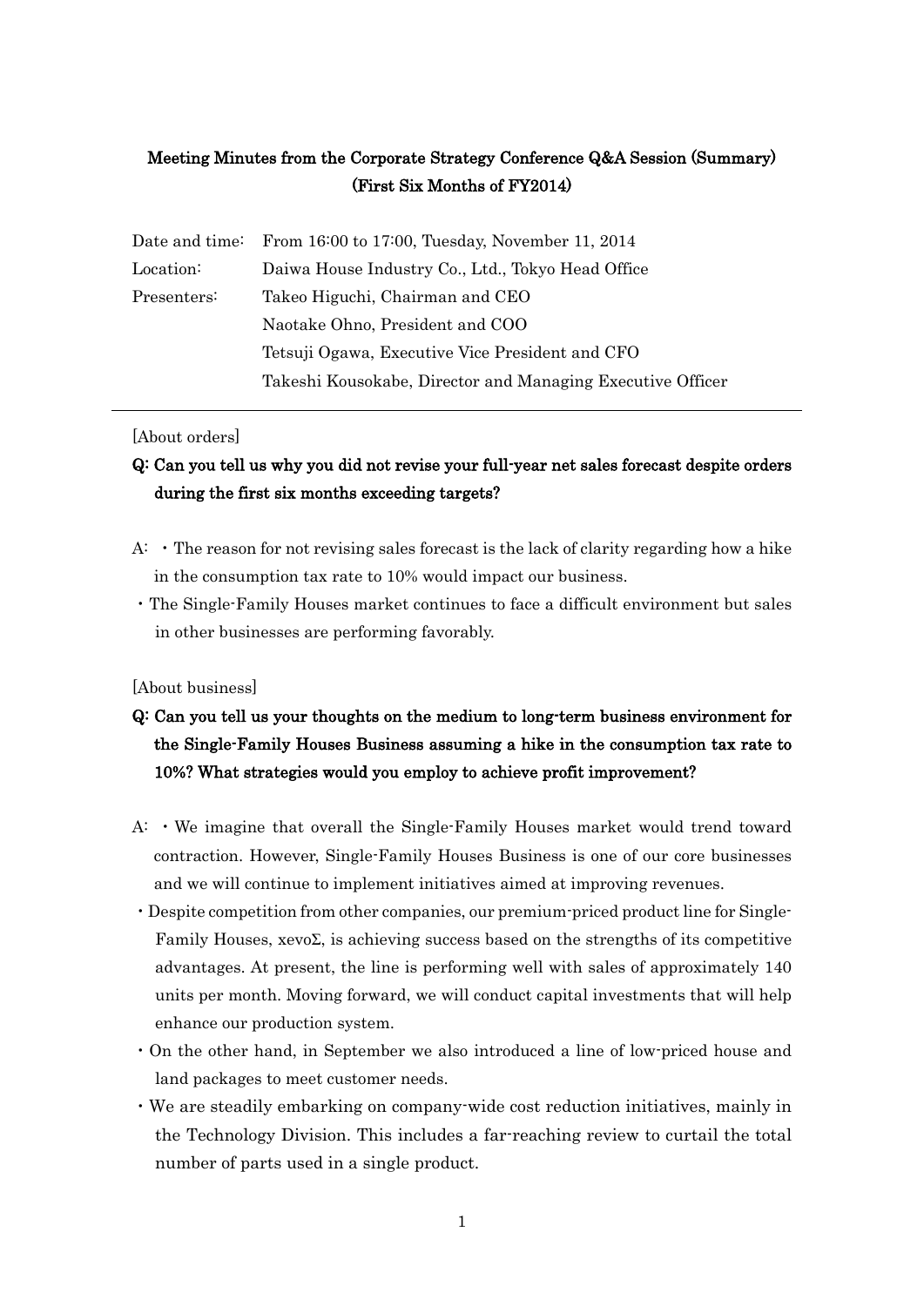# Meeting Minutes from the Corporate Strategy Conference Q&A Session (Summary)
## (First Six Months of FY2014)

| | |
|---|---|
| Date and time: | From 16:00 to 17:00, Tuesday, November 11, 2014 |
| Location: | Daiwa House Industry Co., Ltd., Tokyo Head Office |
| Presenters: | Takeo Higuchi, Chairman and CEO |
| | Naotake Ohno, President and COO |
| | Tetsuji Ogawa, Executive Vice President and CFO |
| | Takeshi Kousokabe, Director and Managing Executive Officer |

---

[About orders]

**Q: Can you tell us why you did not revise your full-year net sales forecast despite orders during the first six months exceeding targets?**

A: ・The reason for not revising sales forecast is the lack of clarity regarding how a hike in the consumption tax rate to 10% would impact our business.

・The Single-Family Houses market continues to face a difficult environment but sales in other businesses are performing favorably.

[About business]

**Q: Can you tell us your thoughts on the medium to long-term business environment for the Single-Family Houses Business assuming a hike in the consumption tax rate to 10%? What strategies would you employ to achieve profit improvement?**

A: ・We imagine that overall the Single-Family Houses market would trend toward contraction. However, Single-Family Houses Business is one of our core businesses and we will continue to implement initiatives aimed at improving revenues.

・Despite competition from other companies, our premium-priced product line for Single-Family Houses, xevoΣ, is achieving success based on the strengths of its competitive advantages. At present, the line is performing well with sales of approximately 140 units per month. Moving forward, we will conduct capital investments that will help enhance our production system.

・On the other hand, in September we also introduced a line of low-priced house and land packages to meet customer needs.

・We are steadily embarking on company-wide cost reduction initiatives, mainly in the Technology Division. This includes a far-reaching review to curtail the total number of parts used in a single product.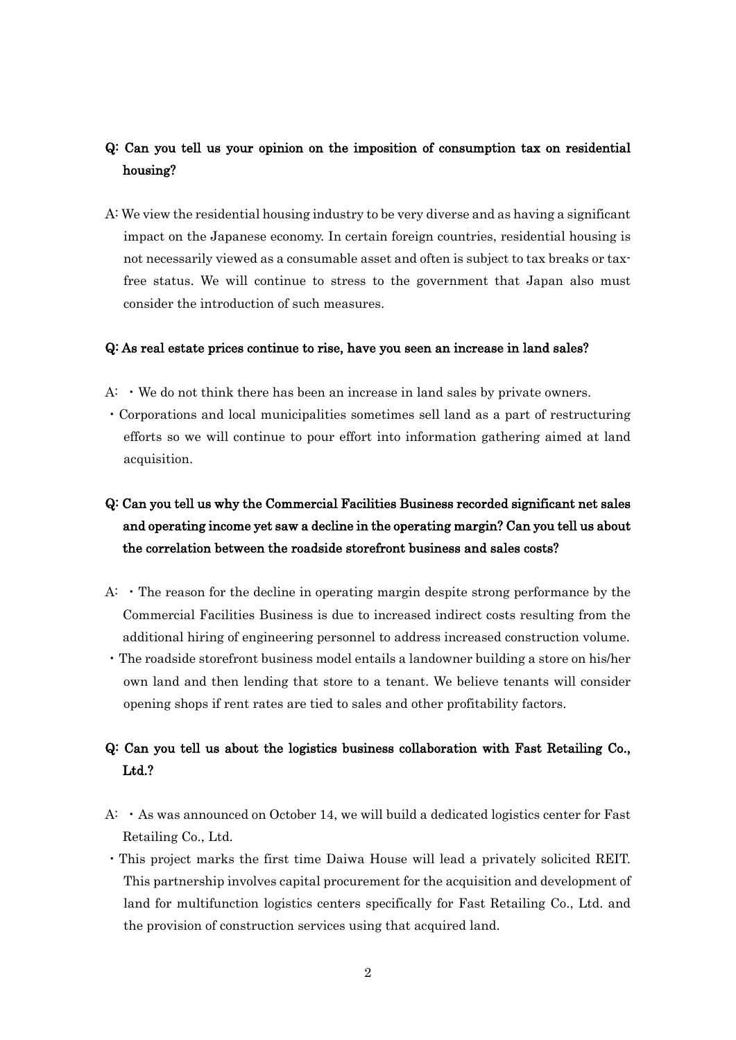**Q: Can you tell us your opinion on the imposition of consumption tax on residential housing?**

A: We view the residential housing industry to be very diverse and as having a significant impact on the Japanese economy. In certain foreign countries, residential housing is not necessarily viewed as a consumable asset and often is subject to tax breaks or tax-free status. We will continue to stress to the government that Japan also must consider the introduction of such measures.

**Q: As real estate prices continue to rise, have you seen an increase in land sales?**

A: ・We do not think there has been an increase in land sales by private owners.

・Corporations and local municipalities sometimes sell land as a part of restructuring efforts so we will continue to pour effort into information gathering aimed at land acquisition.

**Q: Can you tell us why the Commercial Facilities Business recorded significant net sales and operating income yet saw a decline in the operating margin? Can you tell us about the correlation between the roadside storefront business and sales costs?**

A: ・The reason for the decline in operating margin despite strong performance by the Commercial Facilities Business is due to increased indirect costs resulting from the additional hiring of engineering personnel to address increased construction volume.

・The roadside storefront business model entails a landowner building a store on his/her own land and then lending that store to a tenant. We believe tenants will consider opening shops if rent rates are tied to sales and other profitability factors.

**Q: Can you tell us about the logistics business collaboration with Fast Retailing Co., Ltd.?**

A: ・As was announced on October 14, we will build a dedicated logistics center for Fast Retailing Co., Ltd.

・This project marks the first time Daiwa House will lead a privately solicited REIT. This partnership involves capital procurement for the acquisition and development of land for multifunction logistics centers specifically for Fast Retailing Co., Ltd. and the provision of construction services using that acquired land.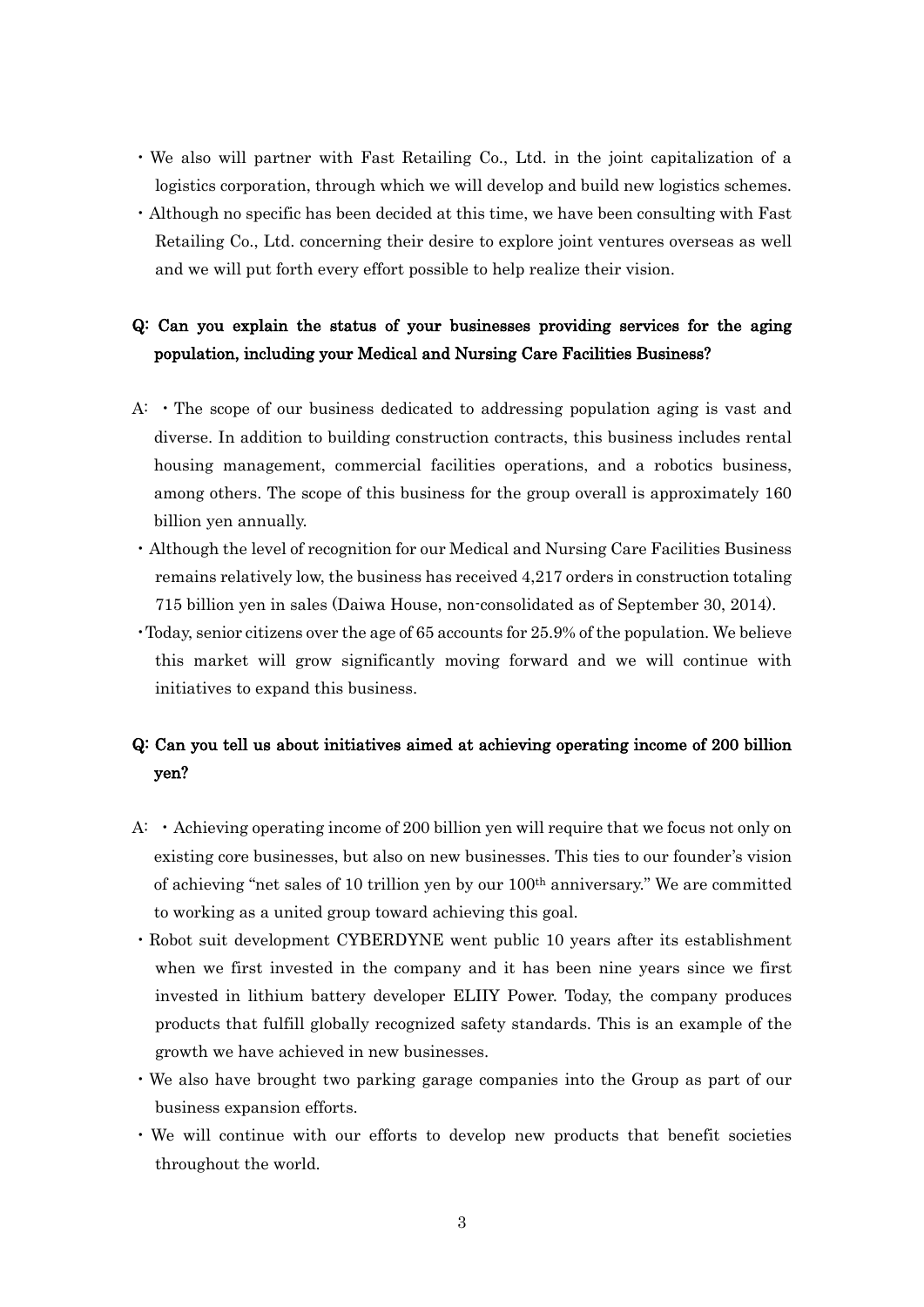- We also will partner with Fast Retailing Co., Ltd. in the joint capitalization of a logistics corporation, through which we will develop and build new logistics schemes.
- Although no specific has been decided at this time, we have been consulting with Fast Retailing Co., Ltd. concerning their desire to explore joint ventures overseas as well and we will put forth every effort possible to help realize their vision.

**Q: Can you explain the status of your businesses providing services for the aging population, including your Medical and Nursing Care Facilities Business?**

A: ・The scope of our business dedicated to addressing population aging is vast and diverse. In addition to building construction contracts, this business includes rental housing management, commercial facilities operations, and a robotics business, among others. The scope of this business for the group overall is approximately 160 billion yen annually.

- Although the level of recognition for our Medical and Nursing Care Facilities Business remains relatively low, the business has received 4,217 orders in construction totaling 715 billion yen in sales (Daiwa House, non-consolidated as of September 30, 2014).
- Today, senior citizens over the age of 65 accounts for 25.9% of the population. We believe this market will grow significantly moving forward and we will continue with initiatives to expand this business.

**Q: Can you tell us about initiatives aimed at achieving operating income of 200 billion yen?**

A: ・Achieving operating income of 200 billion yen will require that we focus not only on existing core businesses, but also on new businesses. This ties to our founder's vision of achieving "net sales of 10 trillion yen by our 100th anniversary." We are committed to working as a united group toward achieving this goal.

- Robot suit development CYBERDYNE went public 10 years after its establishment when we first invested in the company and it has been nine years since we first invested in lithium battery developer ELIIY Power. Today, the company produces products that fulfill globally recognized safety standards. This is an example of the growth we have achieved in new businesses.
- We also have brought two parking garage companies into the Group as part of our business expansion efforts.
- We will continue with our efforts to develop new products that benefit societies throughout the world.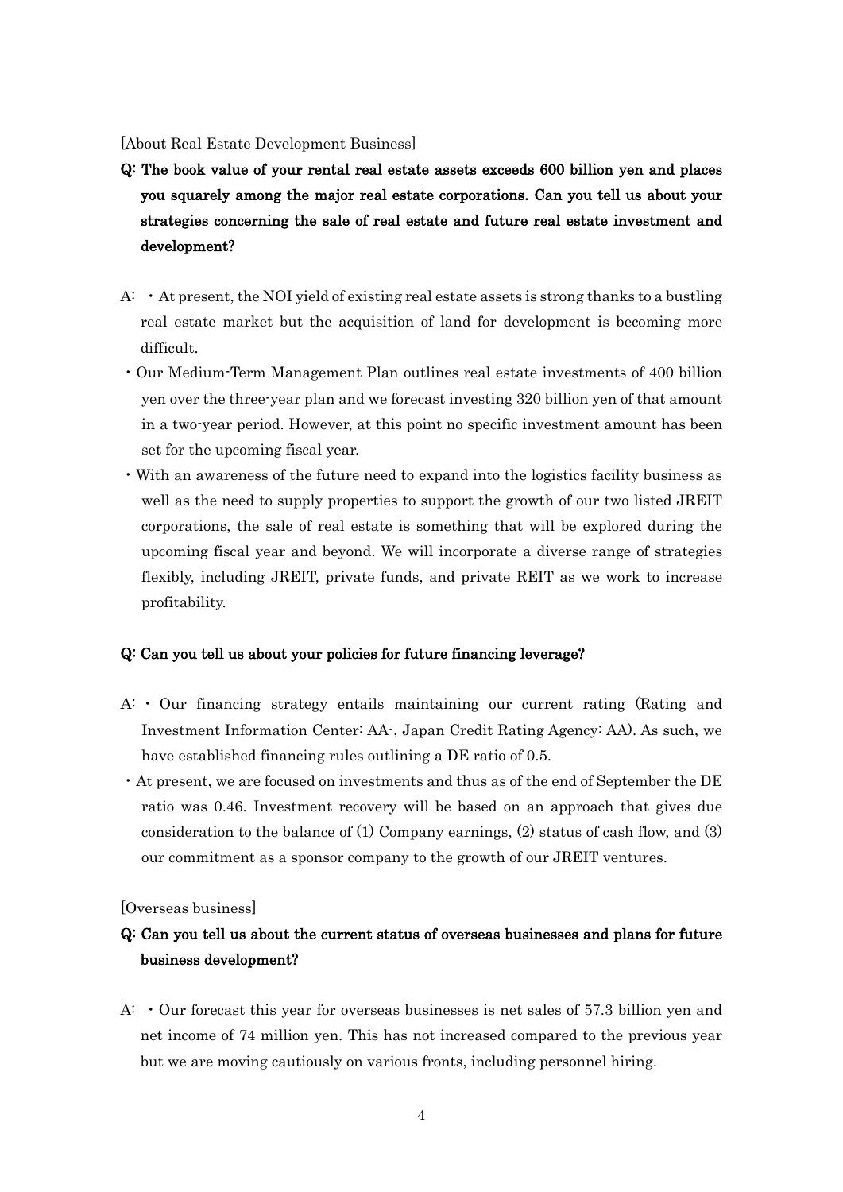[About Real Estate Development Business]

**Q: The book value of your rental real estate assets exceeds 600 billion yen and places you squarely among the major real estate corporations. Can you tell us about your strategies concerning the sale of real estate and future real estate investment and development?**

A: ・At present, the NOI yield of existing real estate assets is strong thanks to a bustling real estate market but the acquisition of land for development is becoming more difficult.

・Our Medium-Term Management Plan outlines real estate investments of 400 billion yen over the three-year plan and we forecast investing 320 billion yen of that amount in a two-year period. However, at this point no specific investment amount has been set for the upcoming fiscal year.

・With an awareness of the future need to expand into the logistics facility business as well as the need to supply properties to support the growth of our two listed JREIT corporations, the sale of real estate is something that will be explored during the upcoming fiscal year and beyond. We will incorporate a diverse range of strategies flexibly, including JREIT, private funds, and private REIT as we work to increase profitability.

**Q: Can you tell us about your policies for future financing leverage?**

A: ・Our financing strategy entails maintaining our current rating (Rating and Investment Information Center: AA-, Japan Credit Rating Agency: AA). As such, we have established financing rules outlining a DE ratio of 0.5.

・At present, we are focused on investments and thus as of the end of September the DE ratio was 0.46. Investment recovery will be based on an approach that gives due consideration to the balance of (1) Company earnings, (2) status of cash flow, and (3) our commitment as a sponsor company to the growth of our JREIT ventures.

[Overseas business]

**Q: Can you tell us about the current status of overseas businesses and plans for future business development?**

A: ・Our forecast this year for overseas businesses is net sales of 57.3 billion yen and net income of 74 million yen. This has not increased compared to the previous year but we are moving cautiously on various fronts, including personnel hiring.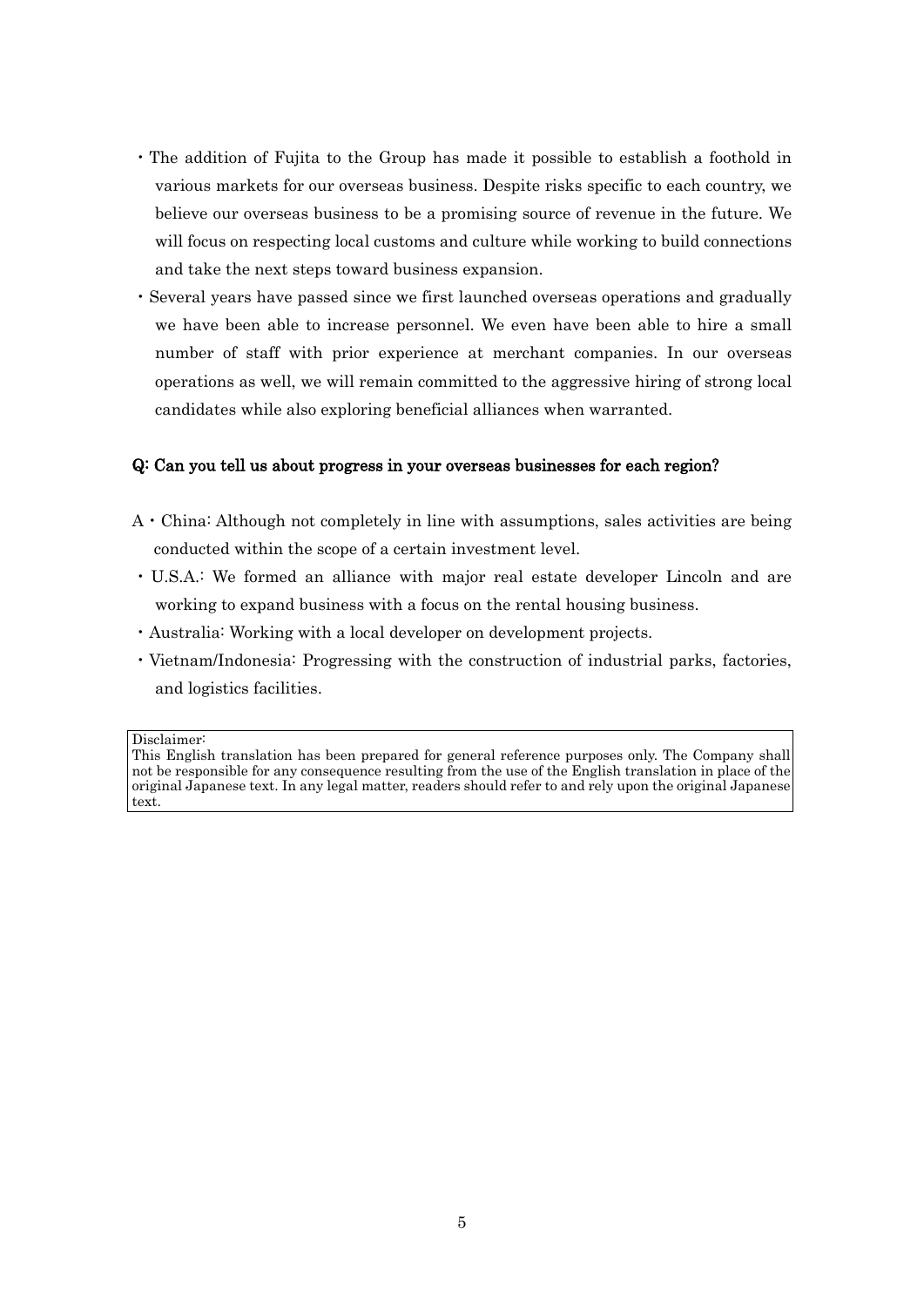・The addition of Fujita to the Group has made it possible to establish a foothold in various markets for our overseas business. Despite risks specific to each country, we believe our overseas business to be a promising source of revenue in the future. We will focus on respecting local customs and culture while working to build connections and take the next steps toward business expansion.

・Several years have passed since we first launched overseas operations and gradually we have been able to increase personnel. We even have been able to hire a small number of staff with prior experience at merchant companies. In our overseas operations as well, we will remain committed to the aggressive hiring of strong local candidates while also exploring beneficial alliances when warranted.

**Q: Can you tell us about progress in your overseas businesses for each region?**

A・China: Although not completely in line with assumptions, sales activities are being conducted within the scope of a certain investment level.

・U.S.A.: We formed an alliance with major real estate developer Lincoln and are working to expand business with a focus on the rental housing business.

・Australia: Working with a local developer on development projects.

・Vietnam/Indonesia: Progressing with the construction of industrial parks, factories, and logistics facilities.

Disclaimer:
This English translation has been prepared for general reference purposes only. The Company shall not be responsible for any consequence resulting from the use of the English translation in place of the original Japanese text. In any legal matter, readers should refer to and rely upon the original Japanese text.